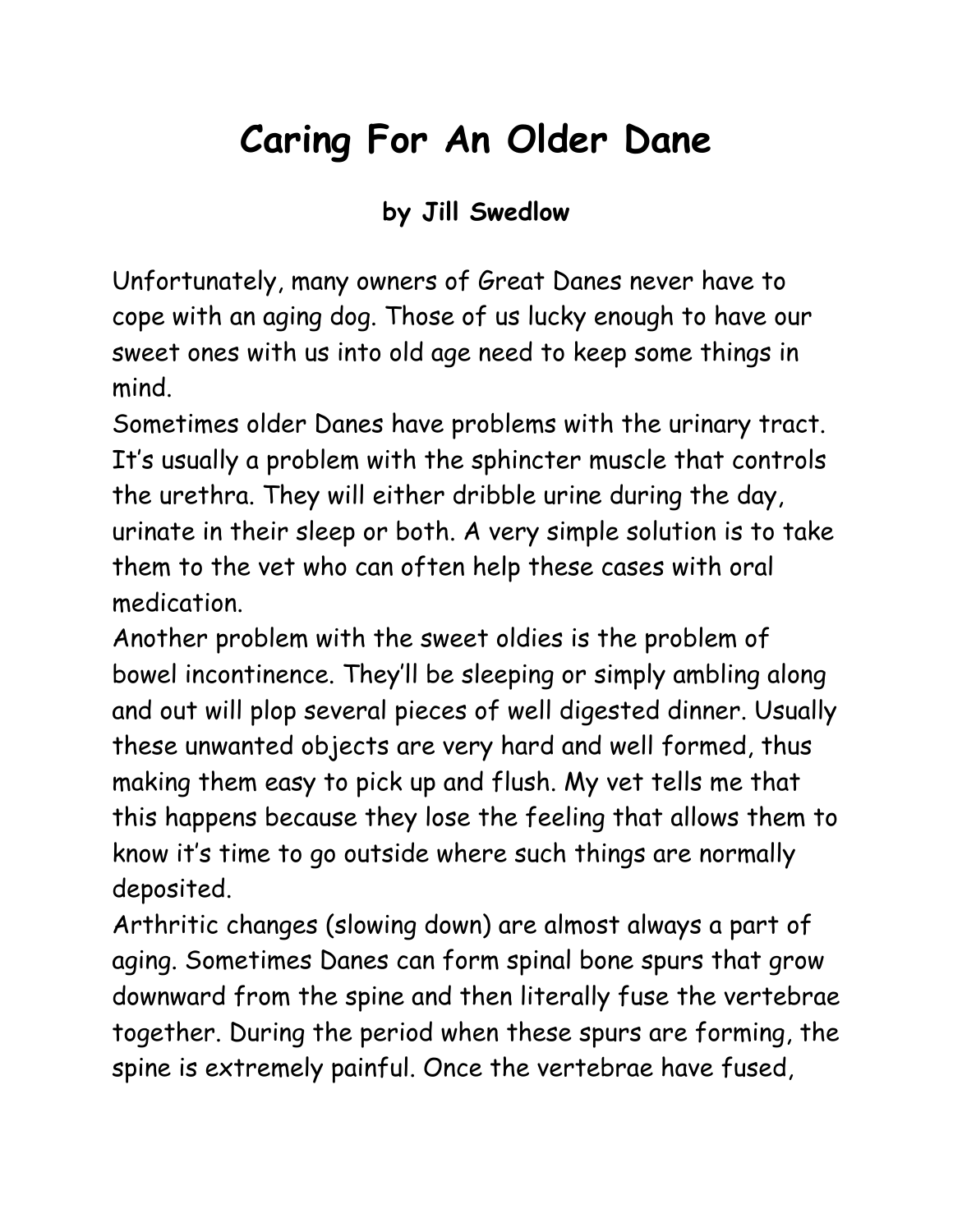# Caring For An Older Dane

**by Jill Swedlow**

Unfortunately, many owners of Great Danes never have to cope with an aging dog. Those of us lucky enough to have our sweet ones with us into old age need to keep some things in mind.

Sometimes older Danes have problems with the urinary tract. It's usually a problem with the sphincter muscle that controls the urethra. They will either dribble urine during the day, urinate in their sleep or both. A very simple solution is to take them to the vet who can often help these cases with oral medication.

Another problem with the sweet oldies is the problem of bowel incontinence. They'll be sleeping or simply ambling along and out will plop several pieces of well digested dinner. Usually these unwanted objects are very hard and well formed, thus making them easy to pick up and flush. My vet tells me that this happens because they lose the feeling that allows them to know it's time to go outside where such things are normally deposited.

Arthritic changes (slowing down) are almost always a part of aging. Sometimes Danes can form spinal bone spurs that grow downward from the spine and then literally fuse the vertebrae together. During the period when these spurs are forming, the spine is extremely painful. Once the vertebrae have fused,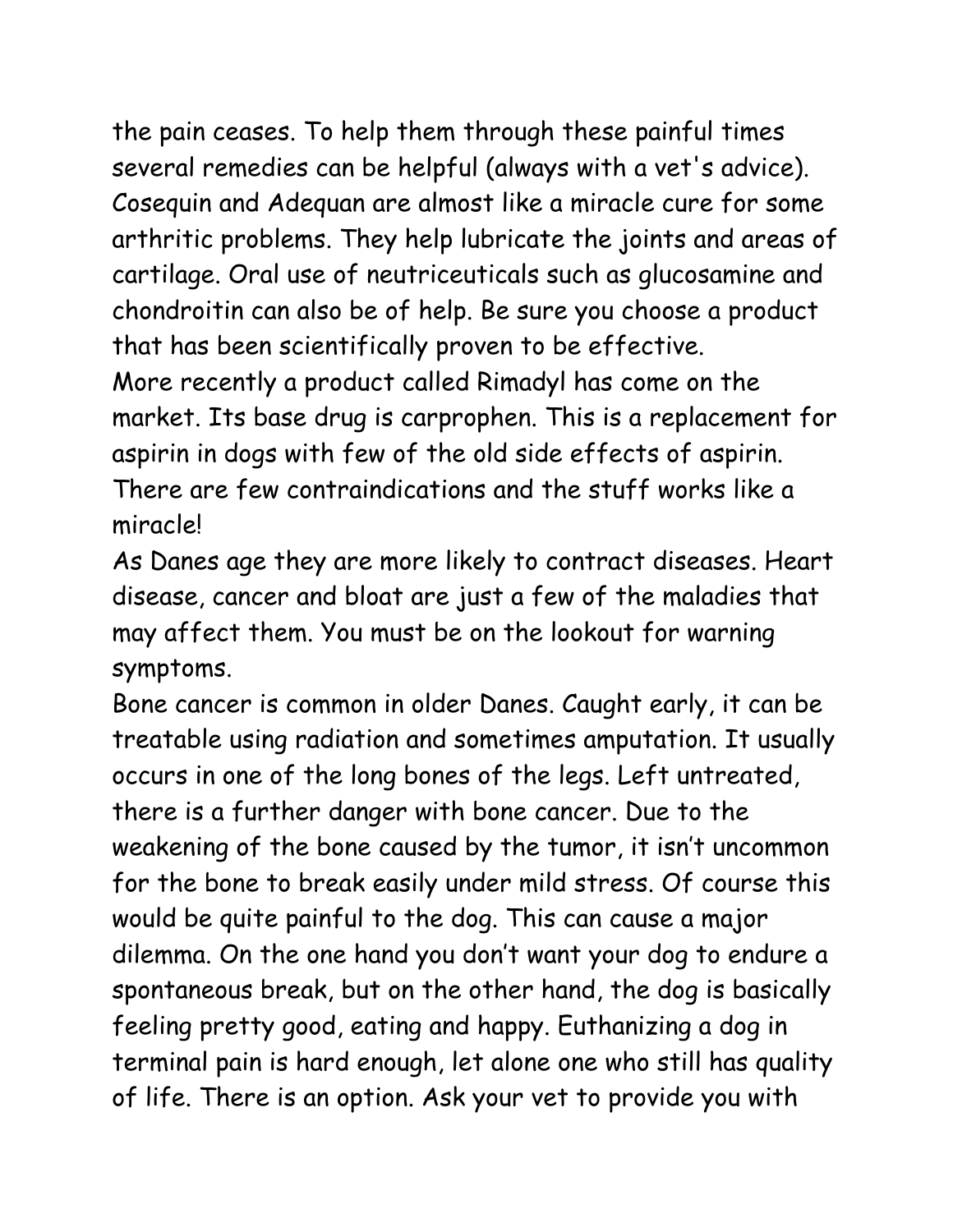the pain ceases. To help them through these painful times several remedies can be helpful (always with a vet's advice). Cosequin and Adequan are almost like a miracle cure for some arthritic problems. They help lubricate the joints and areas of cartilage. Oral use of neutriceuticals such as glucosamine and chondroitin can also be of help. Be sure you choose a product that has been scientifically proven to be effective.

More recently a product called Rimadyl has come on the market. Its base drug is carprophen. This is a replacement for aspirin in dogs with few of the old side effects of aspirin. There are few contraindications and the stuff works like a miracle!

As Danes age they are more likely to contract diseases. Heart disease, cancer and bloat are just a few of the maladies that may affect them. You must be on the lookout for warning symptoms.

Bone cancer is common in older Danes. Caught early, it can be treatable using radiation and sometimes amputation. It usually occurs in one of the long bones of the legs. Left untreated, there is a further danger with bone cancer. Due to the weakening of the bone caused by the tumor, it isn't uncommon for the bone to break easily under mild stress. Of course this would be quite painful to the dog. This can cause a major dilemma. On the one hand you don't want your dog to endure a spontaneous break, but on the other hand, the dog is basically feeling pretty good, eating and happy. Euthanizing a dog in terminal pain is hard enough, let alone one who still has quality of life. There is an option. Ask your vet to provide you with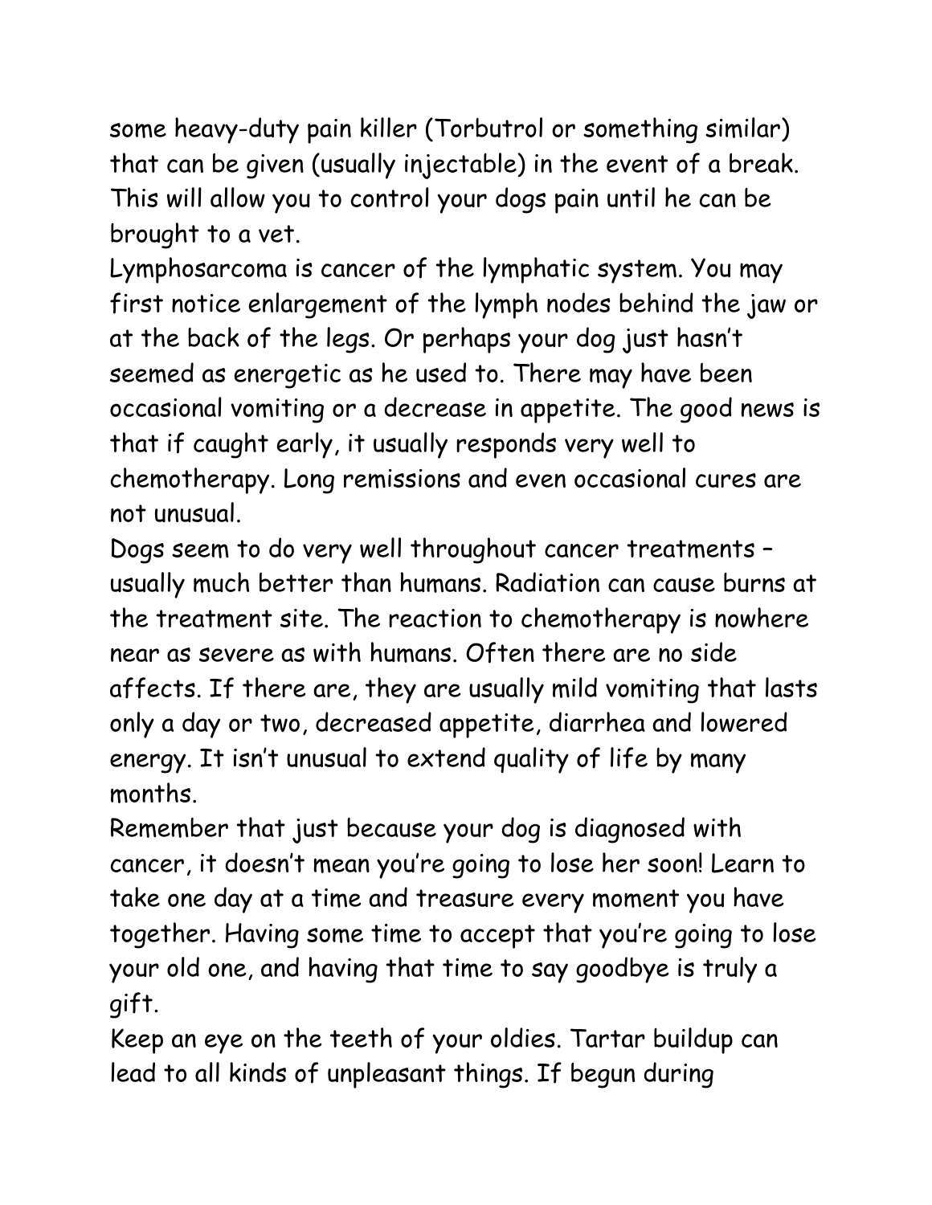some heavy-duty pain killer (Torbutrol or something similar) that can be given (usually injectable) in the event of a break. This will allow you to control your dogs pain until he can be brought to a vet.

Lymphosarcoma is cancer of the lymphatic system. You may first notice enlargement of the lymph nodes behind the jaw or at the back of the legs. Or perhaps your dog just hasn't seemed as energetic as he used to. There may have been occasional vomiting or a decrease in appetite. The good news is that if caught early, it usually responds very well to chemotherapy. Long remissions and even occasional cures are not unusual.

Dogs seem to do very well throughout cancer treatments – usually much better than humans. Radiation can cause burns at the treatment site. The reaction to chemotherapy is nowhere near as severe as with humans. Often there are no side affects. If there are, they are usually mild vomiting that lasts only a day or two, decreased appetite, diarrhea and lowered energy. It isn't unusual to extend quality of life by many months.

Remember that just because your dog is diagnosed with cancer, it doesn't mean you're going to lose her soon! Learn to take one day at a time and treasure every moment you have together. Having some time to accept that you're going to lose your old one, and having that time to say goodbye is truly a gift.

Keep an eye on the teeth of your oldies. Tartar buildup can lead to all kinds of unpleasant things. If begun during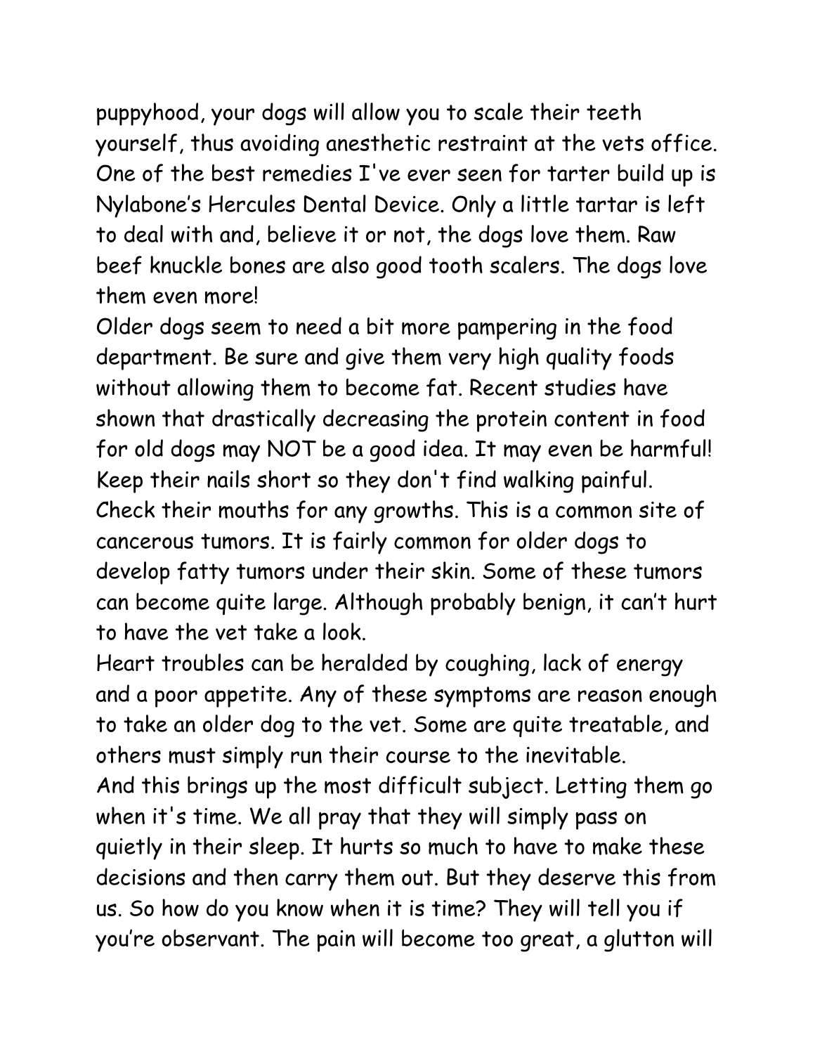puppyhood, your dogs will allow you to scale their teeth yourself, thus avoiding anesthetic restraint at the vets office. One of the best remedies I've ever seen for tarter build up is Nylabone's Hercules Dental Device. Only a little tartar is left to deal with and, believe it or not, the dogs love them. Raw beef knuckle bones are also good tooth scalers. The dogs love them even more!

Older dogs seem to need a bit more pampering in the food department. Be sure and give them very high quality foods without allowing them to become fat. Recent studies have shown that drastically decreasing the protein content in food for old dogs may NOT be a good idea. It may even be harmful! Keep their nails short so they don't find walking painful. Check their mouths for any growths. This is a common site of cancerous tumors. It is fairly common for older dogs to develop fatty tumors under their skin. Some of these tumors can become quite large. Although probably benign, it can't hurt to have the vet take a look.

Heart troubles can be heralded by coughing, lack of energy and a poor appetite. Any of these symptoms are reason enough to take an older dog to the vet. Some are quite treatable, and others must simply run their course to the inevitable.

And this brings up the most difficult subject. Letting them go when it's time. We all pray that they will simply pass on quietly in their sleep. It hurts so much to have to make these decisions and then carry them out. But they deserve this from us. So how do you know when it is time? They will tell you if you're observant. The pain will become too great, a glutton will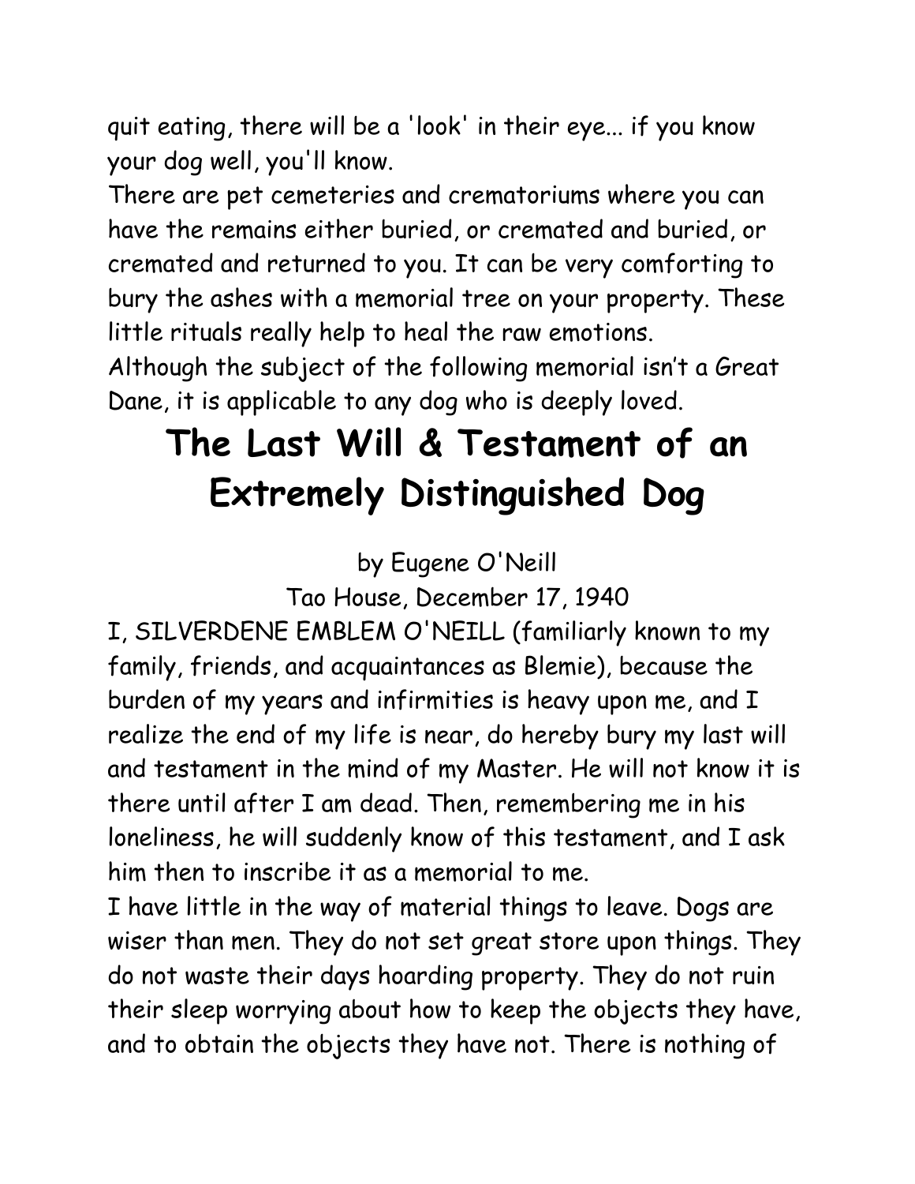quit eating, there will be a 'look' in their eye... if you know your dog well, you'll know.

There are pet cemeteries and crematoriums where you can have the remains either buried, or cremated and buried, or cremated and returned to you. It can be very comforting to bury the ashes with a memorial tree on your property. These little rituals really help to heal the raw emotions.

Although the subject of the following memorial isn't a Great Dane, it is applicable to any dog who is deeply loved.

# The Last Will & Testament of an Extremely Distinguished Dog

by Eugene O'Neill

Tao House, December 17, 1940

I, SILVERDENE EMBLEM O'NEILL (familiarly known to my family, friends, and acquaintances as Blemie), because the burden of my years and infirmities is heavy upon me, and I realize the end of my life is near, do hereby bury my last will and testament in the mind of my Master. He will not know it is there until after I am dead. Then, remembering me in his loneliness, he will suddenly know of this testament, and I ask him then to inscribe it as a memorial to me.

I have little in the way of material things to leave. Dogs are wiser than men. They do not set great store upon things. They do not waste their days hoarding property. They do not ruin their sleep worrying about how to keep the objects they have, and to obtain the objects they have not. There is nothing of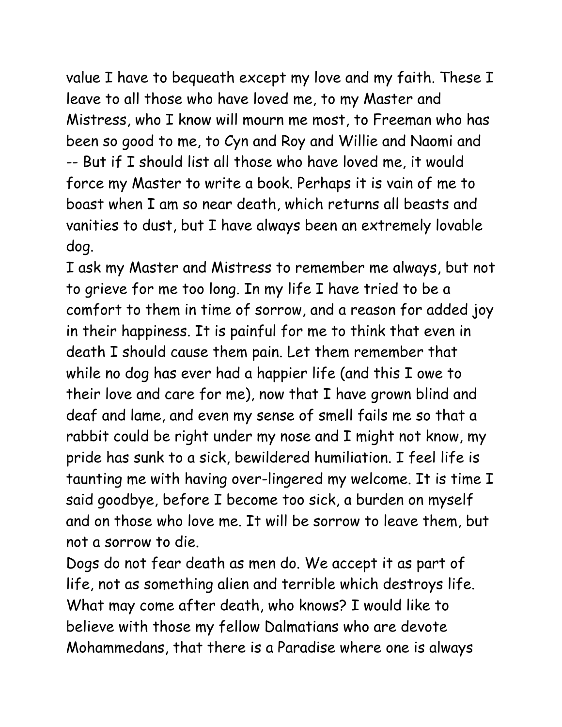value I have to bequeath except my love and my faith. These I leave to all those who have loved me, to my Master and Mistress, who I know will mourn me most, to Freeman who has been so good to me, to Cyn and Roy and Willie and Naomi and -- But if I should list all those who have loved me, it would force my Master to write a book. Perhaps it is vain of me to boast when I am so near death, which returns all beasts and vanities to dust, but I have always been an extremely lovable dog.

I ask my Master and Mistress to remember me always, but not to grieve for me too long. In my life I have tried to be a comfort to them in time of sorrow, and a reason for added joy in their happiness. It is painful for me to think that even in death I should cause them pain. Let them remember that while no dog has ever had a happier life (and this I owe to their love and care for me), now that I have grown blind and deaf and lame, and even my sense of smell fails me so that a rabbit could be right under my nose and I might not know, my pride has sunk to a sick, bewildered humiliation. I feel life is taunting me with having over-lingered my welcome. It is time I said goodbye, before I become too sick, a burden on myself and on those who love me. It will be sorrow to leave them, but not a sorrow to die.

Dogs do not fear death as men do. We accept it as part of life, not as something alien and terrible which destroys life. What may come after death, who knows? I would like to believe with those my fellow Dalmatians who are devote Mohammedans, that there is a Paradise where one is always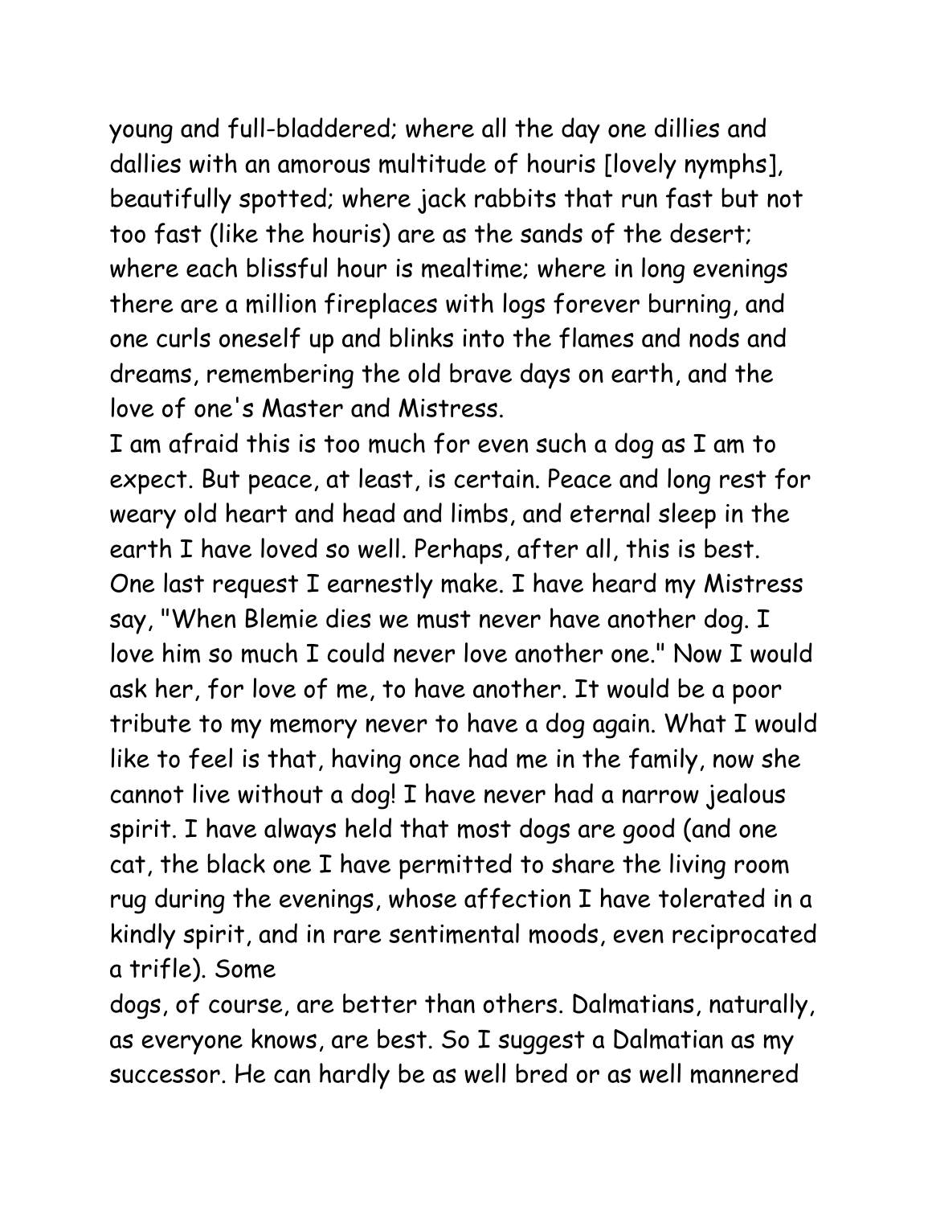young and full-bladdered; where all the day one dillies and dallies with an amorous multitude of houris [lovely nymphs], beautifully spotted; where jack rabbits that run fast but not too fast (like the houris) are as the sands of the desert; where each blissful hour is mealtime; where in long evenings there are a million fireplaces with logs forever burning, and one curls oneself up and blinks into the flames and nods and dreams, remembering the old brave days on earth, and the love of one's Master and Mistress.

I am afraid this is too much for even such a dog as I am to expect. But peace, at least, is certain. Peace and long rest for weary old heart and head and limbs, and eternal sleep in the earth I have loved so well. Perhaps, after all, this is best.

One last request I earnestly make. I have heard my Mistress say, "When Blemie dies we must never have another dog. I love him so much I could never love another one." Now I would ask her, for love of me, to have another. It would be a poor tribute to my memory never to have a dog again. What I would like to feel is that, having once had me in the family, now she cannot live without a dog! I have never had a narrow jealous spirit. I have always held that most dogs are good (and one cat, the black one I have permitted to share the living room rug during the evenings, whose affection I have tolerated in a kindly spirit, and in rare sentimental moods, even reciprocated a trifle). Some dogs, of course, are better than others. Dalmatians, naturally, as everyone knows, are best. So I suggest a Dalmatian as my successor. He can hardly be as well bred or as well mannered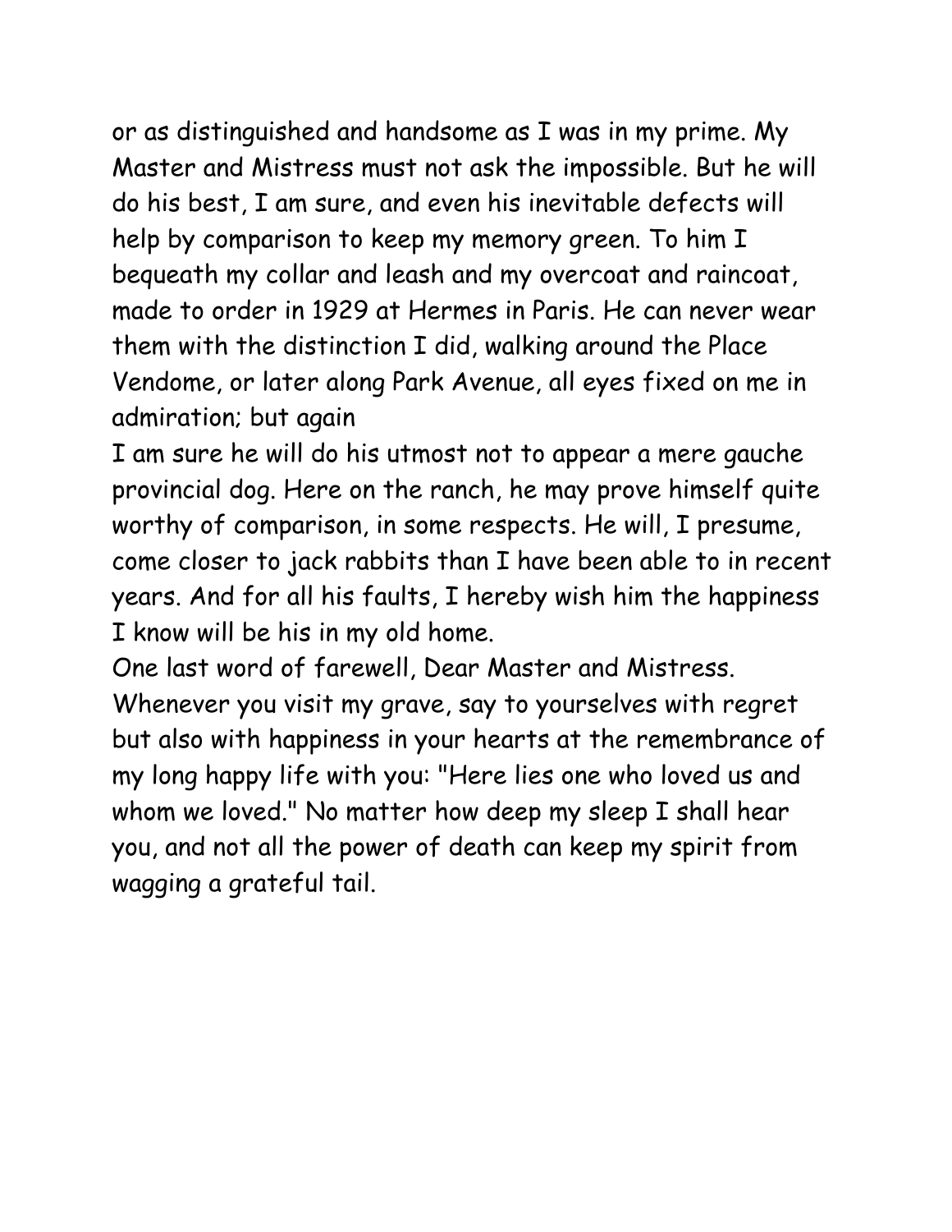or as distinguished and handsome as I was in my prime. My Master and Mistress must not ask the impossible. But he will do his best, I am sure, and even his inevitable defects will help by comparison to keep my memory green. To him I bequeath my collar and leash and my overcoat and raincoat, made to order in 1929 at Hermes in Paris. He can never wear them with the distinction I did, walking around the Place Vendome, or later along Park Avenue, all eyes fixed on me in admiration; but again

I am sure he will do his utmost not to appear a mere gauche provincial dog. Here on the ranch, he may prove himself quite worthy of comparison, in some respects. He will, I presume, come closer to jack rabbits than I have been able to in recent years. And for all his faults, I hereby wish him the happiness I know will be his in my old home.

One last word of farewell, Dear Master and Mistress. Whenever you visit my grave, say to yourselves with regret but also with happiness in your hearts at the remembrance of my long happy life with you: "Here lies one who loved us and whom we loved." No matter how deep my sleep I shall hear you, and not all the power of death can keep my spirit from wagging a grateful tail.